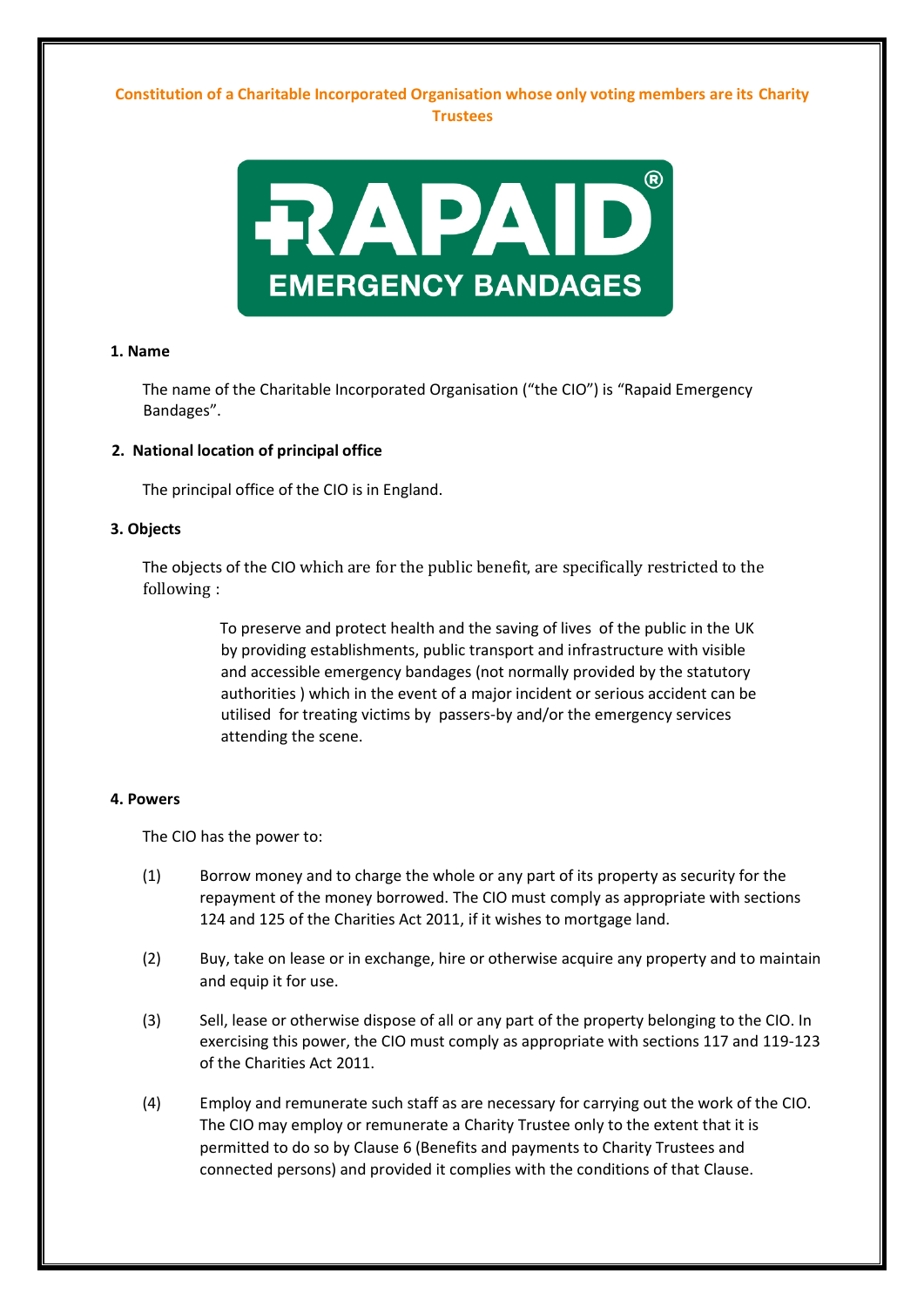**Constitution of a Charitable Incorporated Organisation whose only voting members are its Charity Trustees**

RAPAID®
EMERGENCY BANDAGES

### 1. Name

The name of the Charitable Incorporated Organisation ("the CIO") is "Rapaid Emergency Bandages".

### 2. National location of principal office

The principal office of the CIO is in England.

### 3. Objects

The objects of the CIO which are for the public benefit, are specifically restricted to the following :

> To preserve and protect health and the saving of lives of the public in the UK by providing establishments, public transport and infrastructure with visible and accessible emergency bandages (not normally provided by the statutory authorities ) which in the event of a major incident or serious accident can be utilised for treating victims by passers-by and/or the emergency services attending the scene.

### 4. Powers

The CIO has the power to:

(1) Borrow money and to charge the whole or any part of its property as security for the repayment of the money borrowed. The CIO must comply as appropriate with sections 124 and 125 of the Charities Act 2011, if it wishes to mortgage land.

(2) Buy, take on lease or in exchange, hire or otherwise acquire any property and to maintain and equip it for use.

(3) Sell, lease or otherwise dispose of all or any part of the property belonging to the CIO. In exercising this power, the CIO must comply as appropriate with sections 117 and 119-123 of the Charities Act 2011.

(4) Employ and remunerate such staff as are necessary for carrying out the work of the CIO. The CIO may employ or remunerate a Charity Trustee only to the extent that it is permitted to do so by Clause 6 (Benefits and payments to Charity Trustees and connected persons) and provided it complies with the conditions of that Clause.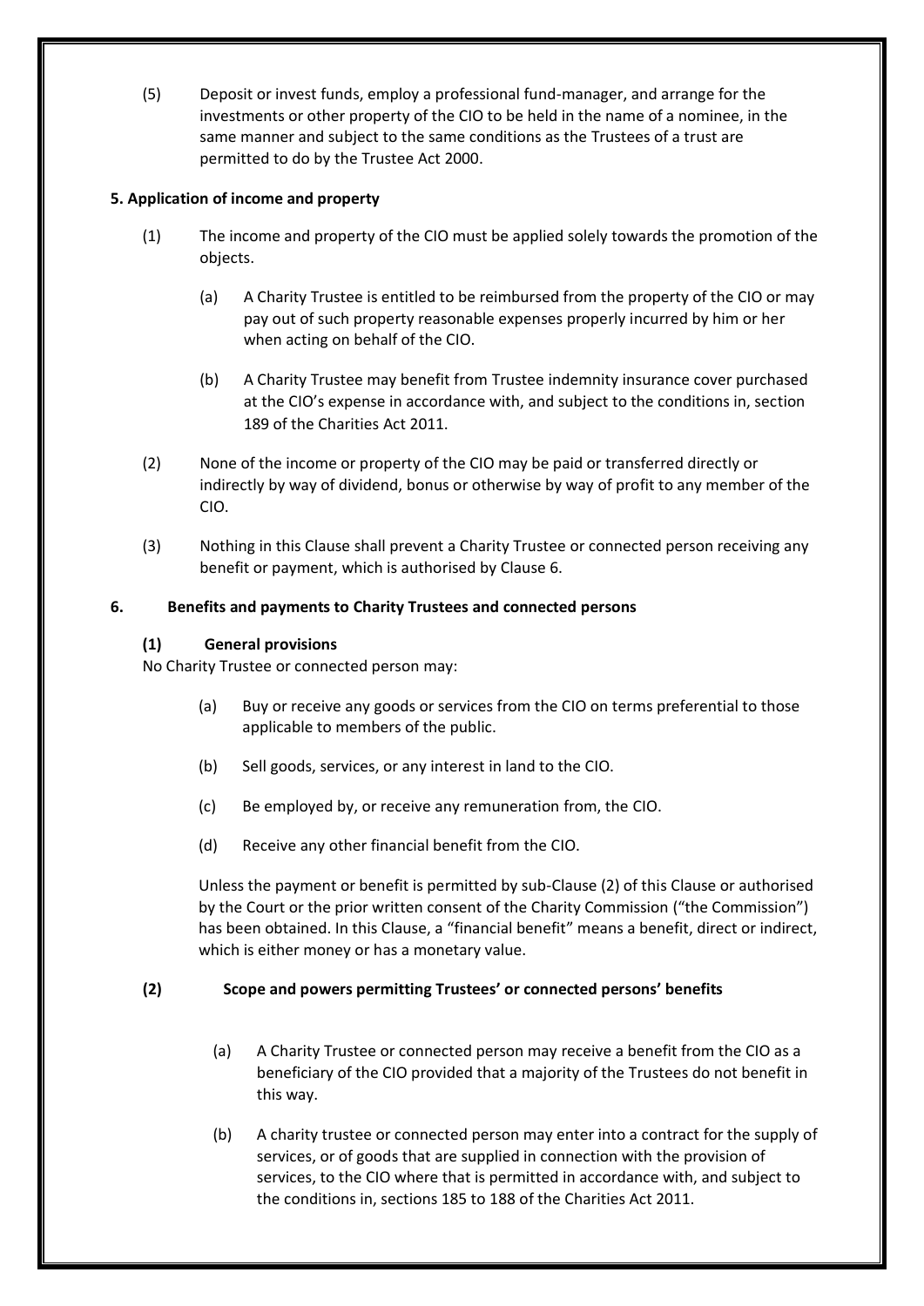(5) Deposit or invest funds, employ a professional fund-manager, and arrange for the investments or other property of the CIO to be held in the name of a nominee, in the same manner and subject to the same conditions as the Trustees of a trust are permitted to do by the Trustee Act 2000.

### 5. Application of income and property

(1) The income and property of the CIO must be applied solely towards the promotion of the objects.

(a) A Charity Trustee is entitled to be reimbursed from the property of the CIO or may pay out of such property reasonable expenses properly incurred by him or her when acting on behalf of the CIO.

(b) A Charity Trustee may benefit from Trustee indemnity insurance cover purchased at the CIO's expense in accordance with, and subject to the conditions in, section 189 of the Charities Act 2011.

(2) None of the income or property of the CIO may be paid or transferred directly or indirectly by way of dividend, bonus or otherwise by way of profit to any member of the CIO.

(3) Nothing in this Clause shall prevent a Charity Trustee or connected person receiving any benefit or payment, which is authorised by Clause 6.

### 6. Benefits and payments to Charity Trustees and connected persons

**(1) General provisions**

No Charity Trustee or connected person may:

(a) Buy or receive any goods or services from the CIO on terms preferential to those applicable to members of the public.

(b) Sell goods, services, or any interest in land to the CIO.

(c) Be employed by, or receive any remuneration from, the CIO.

(d) Receive any other financial benefit from the CIO.

Unless the payment or benefit is permitted by sub-Clause (2) of this Clause or authorised by the Court or the prior written consent of the Charity Commission ("the Commission") has been obtained. In this Clause, a "financial benefit" means a benefit, direct or indirect, which is either money or has a monetary value.

**(2) Scope and powers permitting Trustees' or connected persons' benefits**

(a) A Charity Trustee or connected person may receive a benefit from the CIO as a beneficiary of the CIO provided that a majority of the Trustees do not benefit in this way.

(b) A charity trustee or connected person may enter into a contract for the supply of services, or of goods that are supplied in connection with the provision of services, to the CIO where that is permitted in accordance with, and subject to the conditions in, sections 185 to 188 of the Charities Act 2011.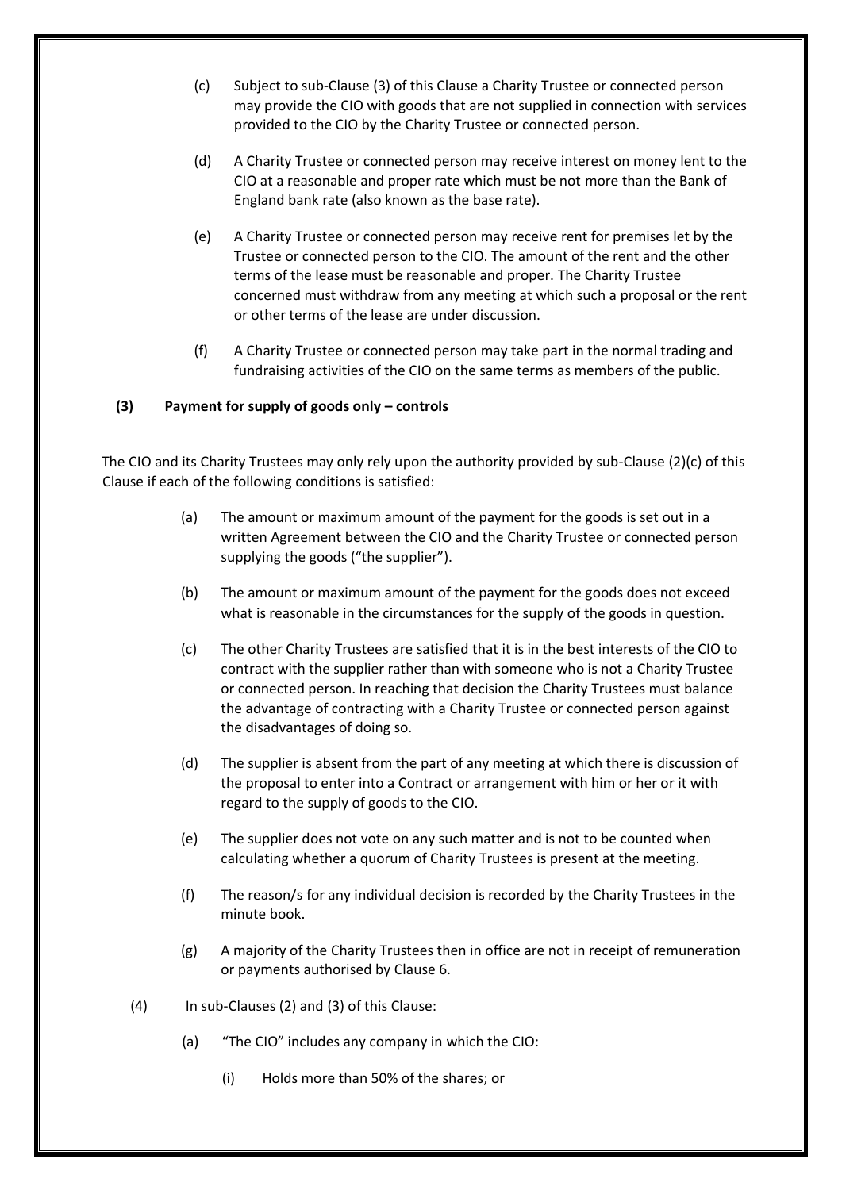(c) Subject to sub-Clause (3) of this Clause a Charity Trustee or connected person may provide the CIO with goods that are not supplied in connection with services provided to the CIO by the Charity Trustee or connected person.

(d) A Charity Trustee or connected person may receive interest on money lent to the CIO at a reasonable and proper rate which must be not more than the Bank of England bank rate (also known as the base rate).

(e) A Charity Trustee or connected person may receive rent for premises let by the Trustee or connected person to the CIO. The amount of the rent and the other terms of the lease must be reasonable and proper. The Charity Trustee concerned must withdraw from any meeting at which such a proposal or the rent or other terms of the lease are under discussion.

(f) A Charity Trustee or connected person may take part in the normal trading and fundraising activities of the CIO on the same terms as members of the public.

**(3) Payment for supply of goods only – controls**

The CIO and its Charity Trustees may only rely upon the authority provided by sub-Clause (2)(c) of this Clause if each of the following conditions is satisfied:

(a) The amount or maximum amount of the payment for the goods is set out in a written Agreement between the CIO and the Charity Trustee or connected person supplying the goods ("the supplier").

(b) The amount or maximum amount of the payment for the goods does not exceed what is reasonable in the circumstances for the supply of the goods in question.

(c) The other Charity Trustees are satisfied that it is in the best interests of the CIO to contract with the supplier rather than with someone who is not a Charity Trustee or connected person. In reaching that decision the Charity Trustees must balance the advantage of contracting with a Charity Trustee or connected person against the disadvantages of doing so.

(d) The supplier is absent from the part of any meeting at which there is discussion of the proposal to enter into a Contract or arrangement with him or her or it with regard to the supply of goods to the CIO.

(e) The supplier does not vote on any such matter and is not to be counted when calculating whether a quorum of Charity Trustees is present at the meeting.

(f) The reason/s for any individual decision is recorded by the Charity Trustees in the minute book.

(g) A majority of the Charity Trustees then in office are not in receipt of remuneration or payments authorised by Clause 6.

(4) In sub-Clauses (2) and (3) of this Clause:

(a) "The CIO" includes any company in which the CIO:

(i) Holds more than 50% of the shares; or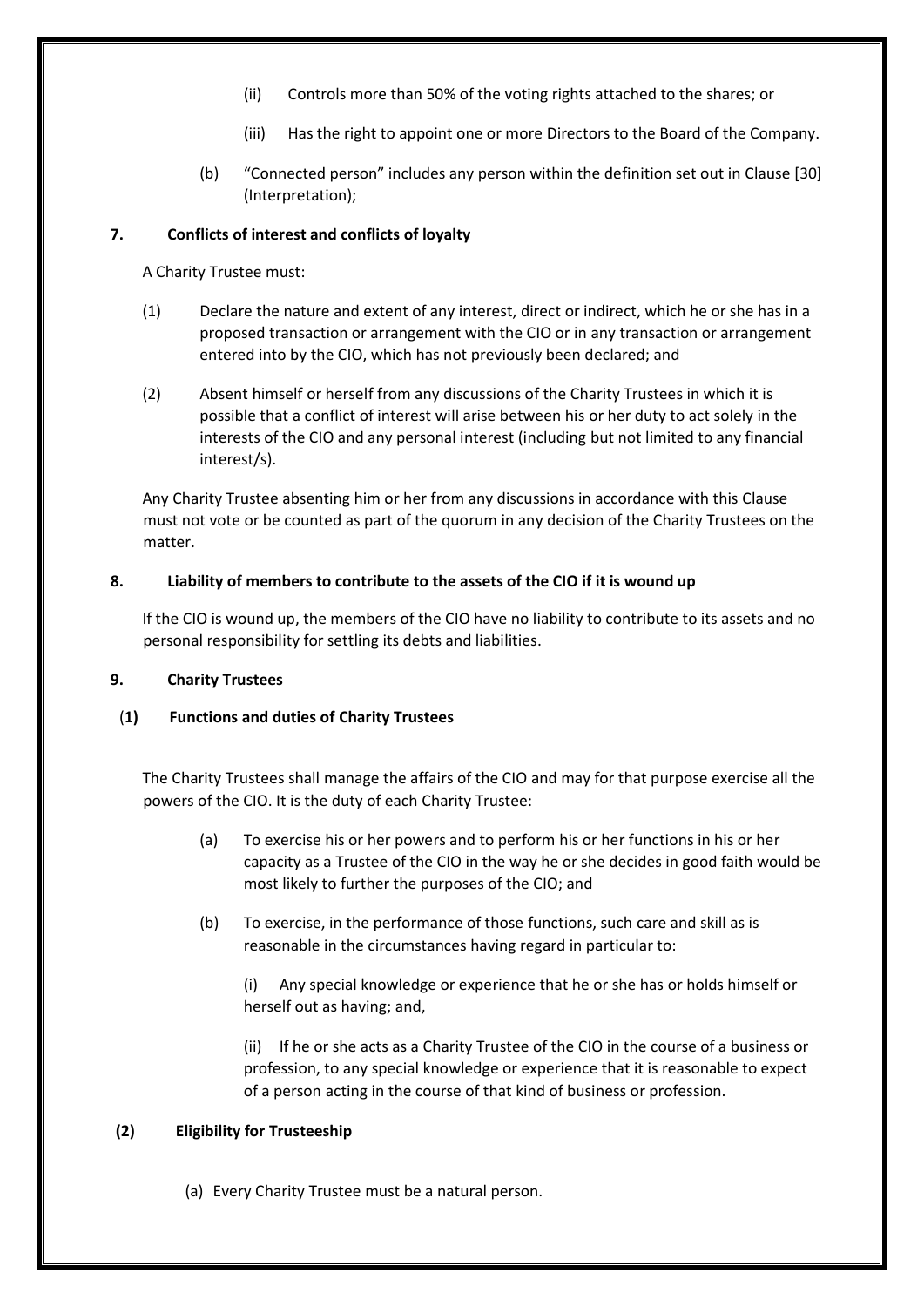(ii) Controls more than 50% of the voting rights attached to the shares; or

(iii) Has the right to appoint one or more Directors to the Board of the Company.

(b) "Connected person" includes any person within the definition set out in Clause [30] (Interpretation);

### 7. Conflicts of interest and conflicts of loyalty

A Charity Trustee must:

(1) Declare the nature and extent of any interest, direct or indirect, which he or she has in a proposed transaction or arrangement with the CIO or in any transaction or arrangement entered into by the CIO, which has not previously been declared; and

(2) Absent himself or herself from any discussions of the Charity Trustees in which it is possible that a conflict of interest will arise between his or her duty to act solely in the interests of the CIO and any personal interest (including but not limited to any financial interest/s).

Any Charity Trustee absenting him or her from any discussions in accordance with this Clause must not vote or be counted as part of the quorum in any decision of the Charity Trustees on the matter.

### 8. Liability of members to contribute to the assets of the CIO if it is wound up

If the CIO is wound up, the members of the CIO have no liability to contribute to its assets and no personal responsibility for settling its debts and liabilities.

### 9. Charity Trustees

**(1) Functions and duties of Charity Trustees**

The Charity Trustees shall manage the affairs of the CIO and may for that purpose exercise all the powers of the CIO. It is the duty of each Charity Trustee:

(a) To exercise his or her powers and to perform his or her functions in his or her capacity as a Trustee of the CIO in the way he or she decides in good faith would be most likely to further the purposes of the CIO; and

(b) To exercise, in the performance of those functions, such care and skill as is reasonable in the circumstances having regard in particular to:

(i) Any special knowledge or experience that he or she has or holds himself or herself out as having; and,

(ii) If he or she acts as a Charity Trustee of the CIO in the course of a business or profession, to any special knowledge or experience that it is reasonable to expect of a person acting in the course of that kind of business or profession.

**(2) Eligibility for Trusteeship**

(a) Every Charity Trustee must be a natural person.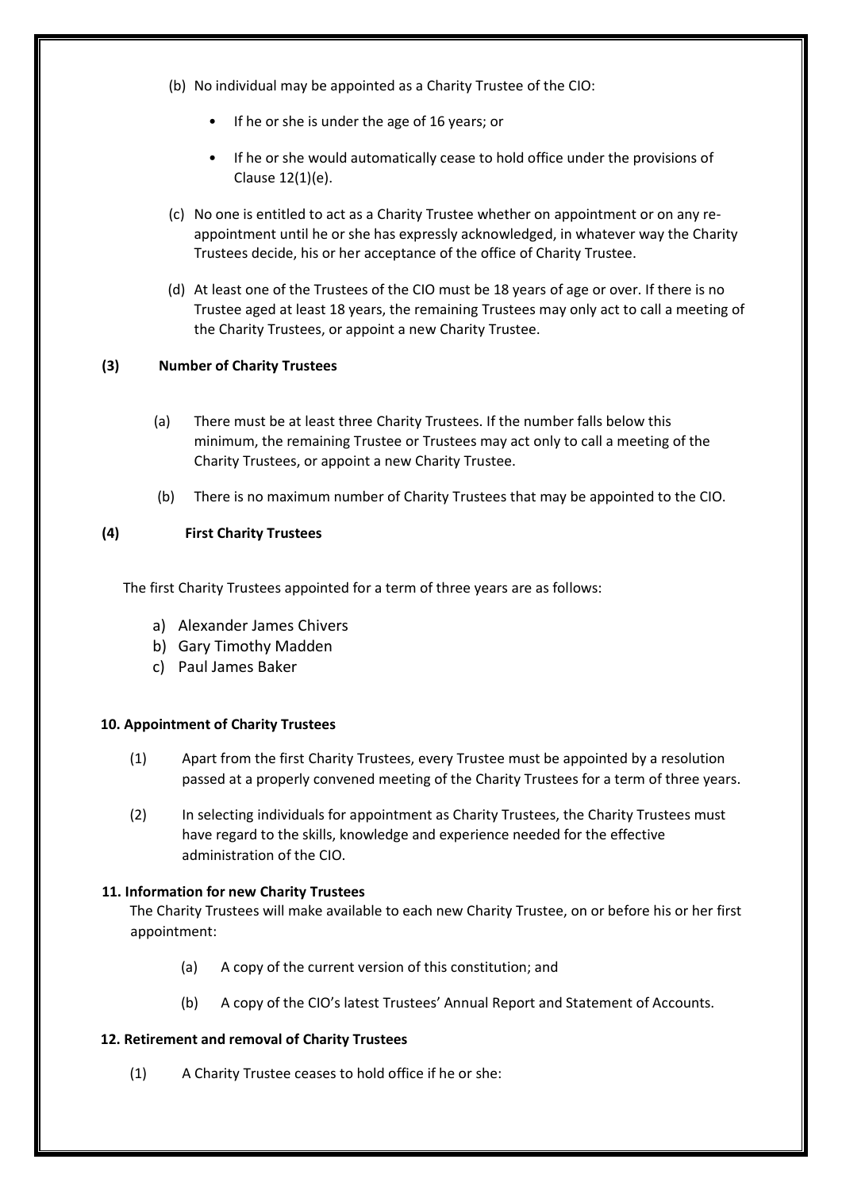(b) No individual may be appointed as a Charity Trustee of the CIO:

- If he or she is under the age of 16 years; or
- If he or she would automatically cease to hold office under the provisions of Clause 12(1)(e).

(c) No one is entitled to act as a Charity Trustee whether on appointment or on any re-appointment until he or she has expressly acknowledged, in whatever way the Charity Trustees decide, his or her acceptance of the office of Charity Trustee.

(d) At least one of the Trustees of the CIO must be 18 years of age or over. If there is no Trustee aged at least 18 years, the remaining Trustees may only act to call a meeting of the Charity Trustees, or appoint a new Charity Trustee.

**(3) Number of Charity Trustees**

(a) There must be at least three Charity Trustees. If the number falls below this minimum, the remaining Trustee or Trustees may act only to call a meeting of the Charity Trustees, or appoint a new Charity Trustee.

(b) There is no maximum number of Charity Trustees that may be appointed to the CIO.

**(4) First Charity Trustees**

The first Charity Trustees appointed for a term of three years are as follows:

a) Alexander James Chivers
b) Gary Timothy Madden
c) Paul James Baker

**10. Appointment of Charity Trustees**

(1) Apart from the first Charity Trustees, every Trustee must be appointed by a resolution passed at a properly convened meeting of the Charity Trustees for a term of three years.

(2) In selecting individuals for appointment as Charity Trustees, the Charity Trustees must have regard to the skills, knowledge and experience needed for the effective administration of the CIO.

**11. Information for new Charity Trustees**

The Charity Trustees will make available to each new Charity Trustee, on or before his or her first appointment:

(a) A copy of the current version of this constitution; and

(b) A copy of the CIO's latest Trustees' Annual Report and Statement of Accounts.

**12. Retirement and removal of Charity Trustees**

(1) A Charity Trustee ceases to hold office if he or she: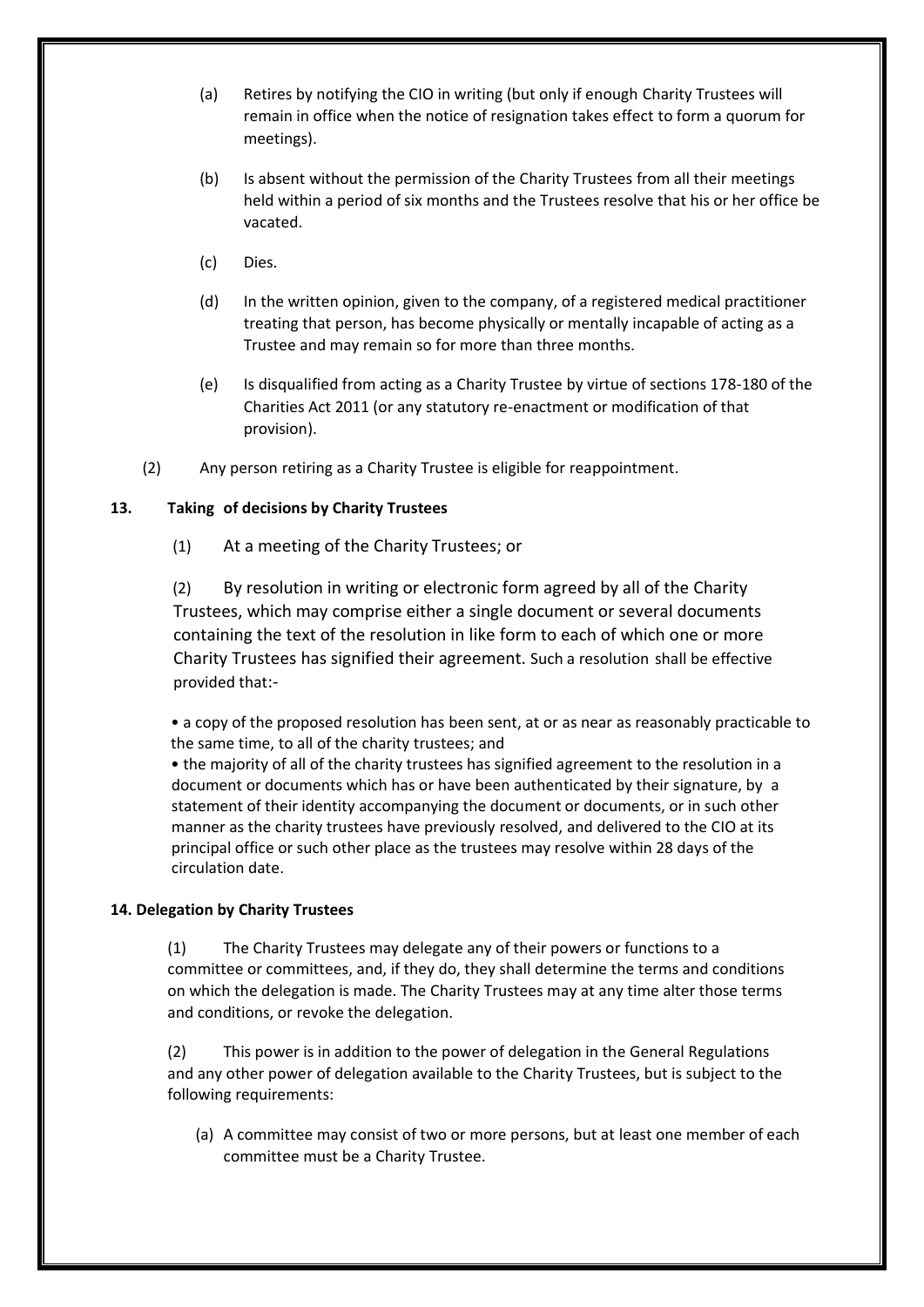(a) Retires by notifying the CIO in writing (but only if enough Charity Trustees will remain in office when the notice of resignation takes effect to form a quorum for meetings).

(b) Is absent without the permission of the Charity Trustees from all their meetings held within a period of six months and the Trustees resolve that his or her office be vacated.

(c) Dies.

(d) In the written opinion, given to the company, of a registered medical practitioner treating that person, has become physically or mentally incapable of acting as a Trustee and may remain so for more than three months.

(e) Is disqualified from acting as a Charity Trustee by virtue of sections 178-180 of the Charities Act 2011 (or any statutory re-enactment or modification of that provision).

(2) Any person retiring as a Charity Trustee is eligible for reappointment.

**13. Taking of decisions by Charity Trustees**

(1) At a meeting of the Charity Trustees; or

(2) By resolution in writing or electronic form agreed by all of the Charity Trustees, which may comprise either a single document or several documents containing the text of the resolution in like form to each of which one or more Charity Trustees has signified their agreement. Such a resolution shall be effective provided that:-

- a copy of the proposed resolution has been sent, at or as near as reasonably practicable to the same time, to all of the charity trustees; and
- the majority of all of the charity trustees has signified agreement to the resolution in a document or documents which has or have been authenticated by their signature, by a statement of their identity accompanying the document or documents, or in such other manner as the charity trustees have previously resolved, and delivered to the CIO at its principal office or such other place as the trustees may resolve within 28 days of the circulation date.

**14. Delegation by Charity Trustees**

(1) The Charity Trustees may delegate any of their powers or functions to a committee or committees, and, if they do, they shall determine the terms and conditions on which the delegation is made. The Charity Trustees may at any time alter those terms and conditions, or revoke the delegation.

(2) This power is in addition to the power of delegation in the General Regulations and any other power of delegation available to the Charity Trustees, but is subject to the following requirements:

(a) A committee may consist of two or more persons, but at least one member of each committee must be a Charity Trustee.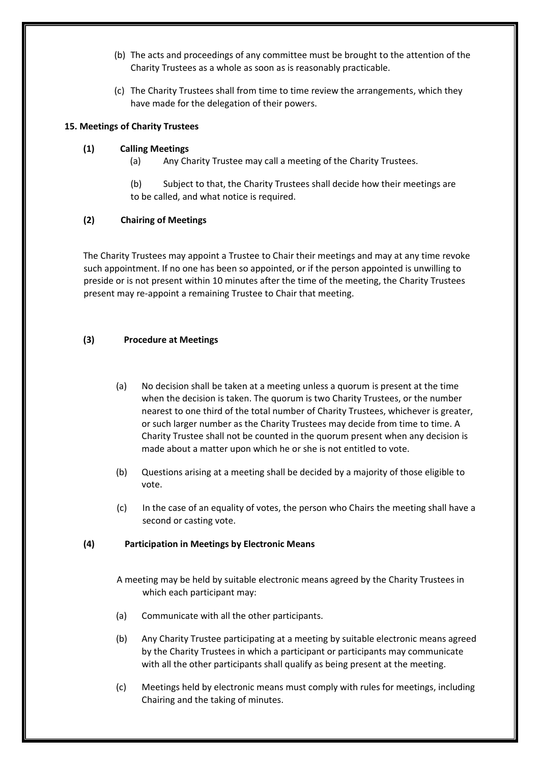(b) The acts and proceedings of any committee must be brought to the attention of the Charity Trustees as a whole as soon as is reasonably practicable.

(c) The Charity Trustees shall from time to time review the arrangements, which they have made for the delegation of their powers.

**15. Meetings of Charity Trustees**

**(1) Calling Meetings**

(a) Any Charity Trustee may call a meeting of the Charity Trustees.

(b) Subject to that, the Charity Trustees shall decide how their meetings are to be called, and what notice is required.

**(2) Chairing of Meetings**

The Charity Trustees may appoint a Trustee to Chair their meetings and may at any time revoke such appointment. If no one has been so appointed, or if the person appointed is unwilling to preside or is not present within 10 minutes after the time of the meeting, the Charity Trustees present may re-appoint a remaining Trustee to Chair that meeting.

**(3) Procedure at Meetings**

(a) No decision shall be taken at a meeting unless a quorum is present at the time when the decision is taken. The quorum is two Charity Trustees, or the number nearest to one third of the total number of Charity Trustees, whichever is greater, or such larger number as the Charity Trustees may decide from time to time. A Charity Trustee shall not be counted in the quorum present when any decision is made about a matter upon which he or she is not entitled to vote.

(b) Questions arising at a meeting shall be decided by a majority of those eligible to vote.

(c) In the case of an equality of votes, the person who Chairs the meeting shall have a second or casting vote.

**(4) Participation in Meetings by Electronic Means**

A meeting may be held by suitable electronic means agreed by the Charity Trustees in which each participant may:

(a) Communicate with all the other participants.

(b) Any Charity Trustee participating at a meeting by suitable electronic means agreed by the Charity Trustees in which a participant or participants may communicate with all the other participants shall qualify as being present at the meeting.

(c) Meetings held by electronic means must comply with rules for meetings, including Chairing and the taking of minutes.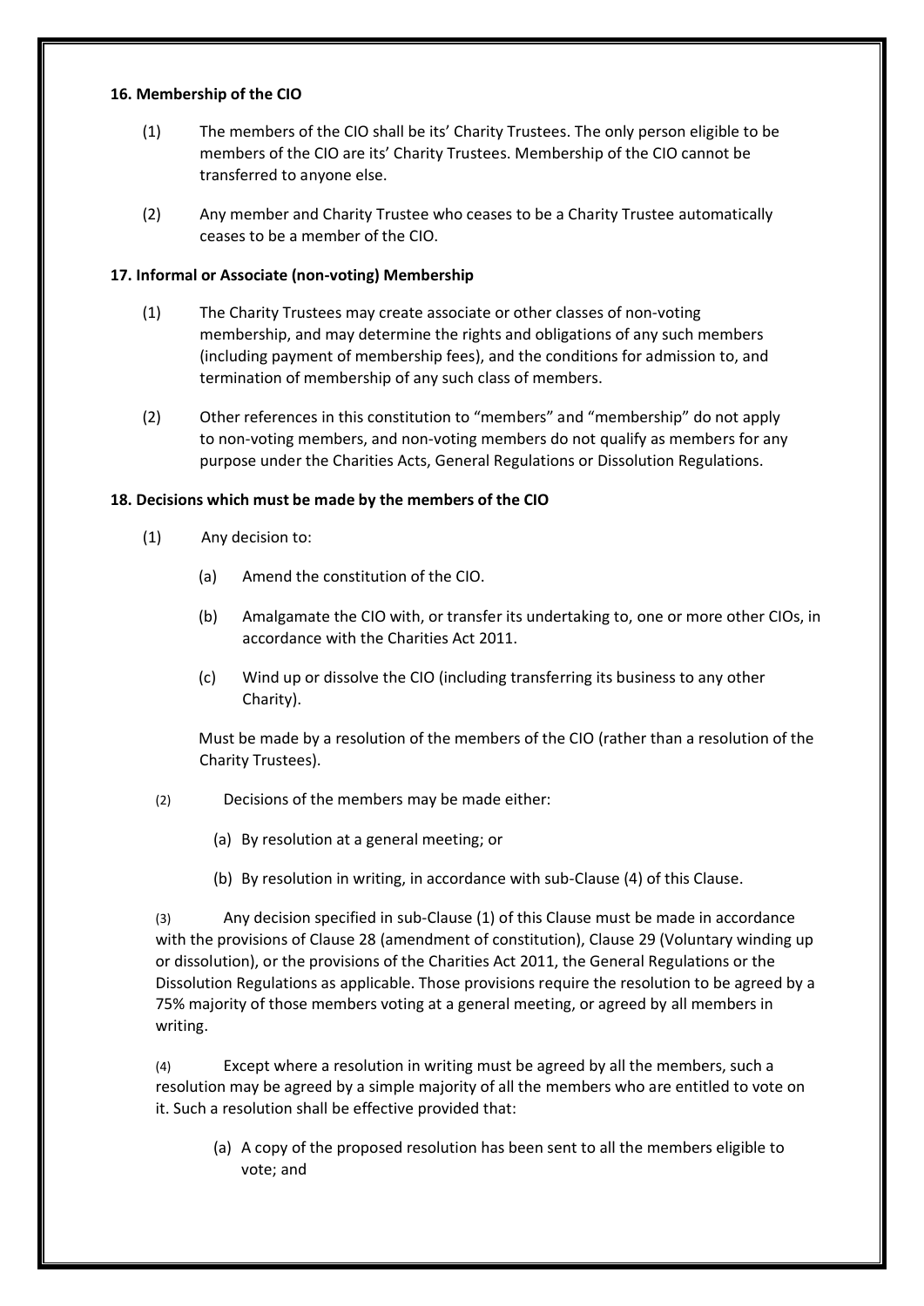**16. Membership of the CIO**

(1) The members of the CIO shall be its' Charity Trustees. The only person eligible to be members of the CIO are its' Charity Trustees. Membership of the CIO cannot be transferred to anyone else.

(2) Any member and Charity Trustee who ceases to be a Charity Trustee automatically ceases to be a member of the CIO.

**17. Informal or Associate (non-voting) Membership**

(1) The Charity Trustees may create associate or other classes of non-voting membership, and may determine the rights and obligations of any such members (including payment of membership fees), and the conditions for admission to, and termination of membership of any such class of members.

(2) Other references in this constitution to "members" and "membership" do not apply to non-voting members, and non-voting members do not qualify as members for any purpose under the Charities Acts, General Regulations or Dissolution Regulations.

**18. Decisions which must be made by the members of the CIO**

(1) Any decision to:

- (a) Amend the constitution of the CIO.
- (b) Amalgamate the CIO with, or transfer its undertaking to, one or more other CIOs, in accordance with the Charities Act 2011.
- (c) Wind up or dissolve the CIO (including transferring its business to any other Charity).

Must be made by a resolution of the members of the CIO (rather than a resolution of the Charity Trustees).

(2) Decisions of the members may be made either:

- (a) By resolution at a general meeting; or
- (b) By resolution in writing, in accordance with sub-Clause (4) of this Clause.

(3) Any decision specified in sub-Clause (1) of this Clause must be made in accordance with the provisions of Clause 28 (amendment of constitution), Clause 29 (Voluntary winding up or dissolution), or the provisions of the Charities Act 2011, the General Regulations or the Dissolution Regulations as applicable. Those provisions require the resolution to be agreed by a 75% majority of those members voting at a general meeting, or agreed by all members in writing.

(4) Except where a resolution in writing must be agreed by all the members, such a resolution may be agreed by a simple majority of all the members who are entitled to vote on it. Such a resolution shall be effective provided that:

- (a) A copy of the proposed resolution has been sent to all the members eligible to vote; and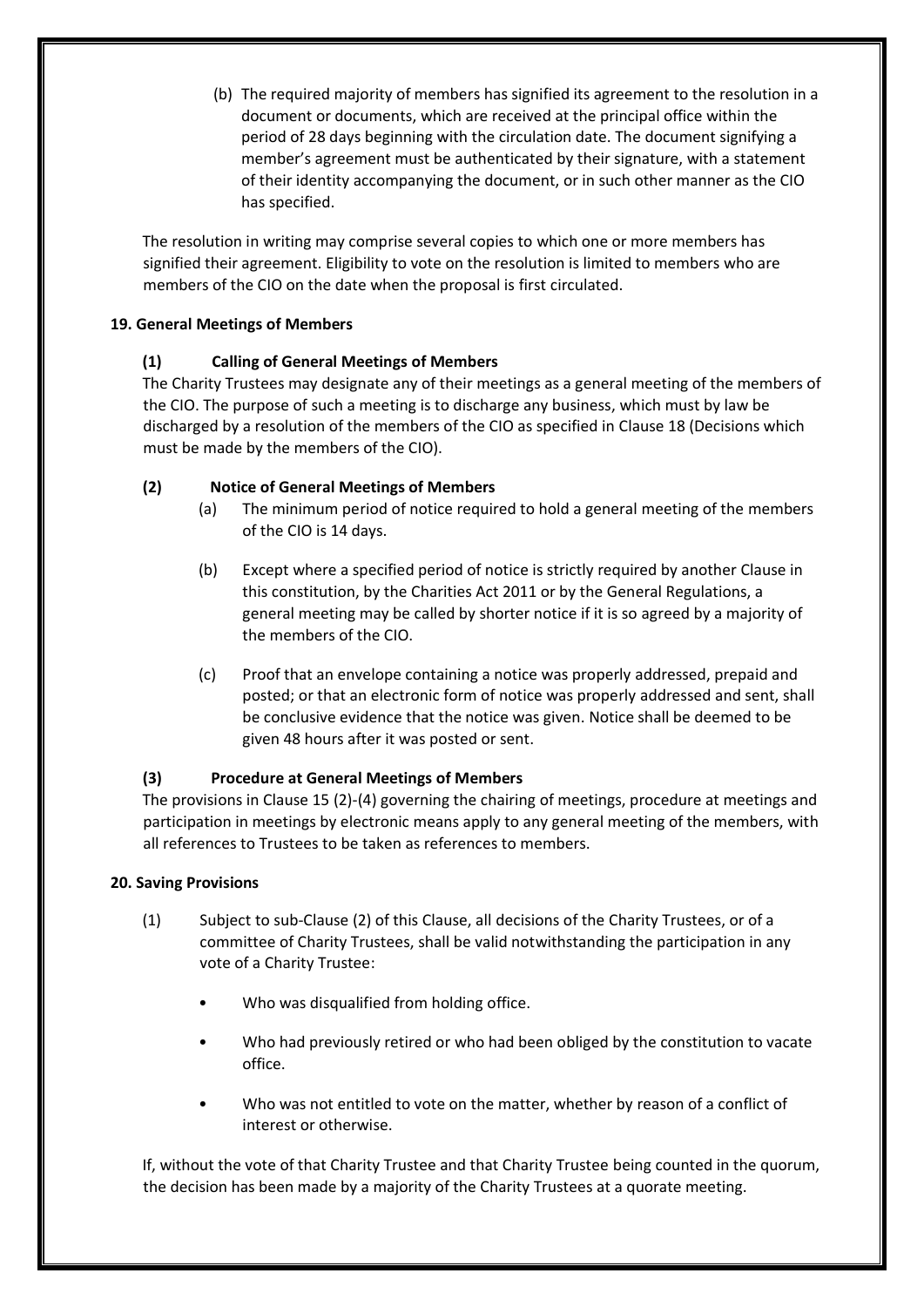(b) The required majority of members has signified its agreement to the resolution in a document or documents, which are received at the principal office within the period of 28 days beginning with the circulation date. The document signifying a member's agreement must be authenticated by their signature, with a statement of their identity accompanying the document, or in such other manner as the CIO has specified.

The resolution in writing may comprise several copies to which one or more members has signified their agreement. Eligibility to vote on the resolution is limited to members who are members of the CIO on the date when the proposal is first circulated.

**19. General Meetings of Members**

**(1) Calling of General Meetings of Members**

The Charity Trustees may designate any of their meetings as a general meeting of the members of the CIO. The purpose of such a meeting is to discharge any business, which must by law be discharged by a resolution of the members of the CIO as specified in Clause 18 (Decisions which must be made by the members of the CIO).

**(2) Notice of General Meetings of Members**

(a) The minimum period of notice required to hold a general meeting of the members of the CIO is 14 days.

(b) Except where a specified period of notice is strictly required by another Clause in this constitution, by the Charities Act 2011 or by the General Regulations, a general meeting may be called by shorter notice if it is so agreed by a majority of the members of the CIO.

(c) Proof that an envelope containing a notice was properly addressed, prepaid and posted; or that an electronic form of notice was properly addressed and sent, shall be conclusive evidence that the notice was given. Notice shall be deemed to be given 48 hours after it was posted or sent.

**(3) Procedure at General Meetings of Members**

The provisions in Clause 15 (2)-(4) governing the chairing of meetings, procedure at meetings and participation in meetings by electronic means apply to any general meeting of the members, with all references to Trustees to be taken as references to members.

**20. Saving Provisions**

(1) Subject to sub-Clause (2) of this Clause, all decisions of the Charity Trustees, or of a committee of Charity Trustees, shall be valid notwithstanding the participation in any vote of a Charity Trustee:

- Who was disqualified from holding office.
- Who had previously retired or who had been obliged by the constitution to vacate office.
- Who was not entitled to vote on the matter, whether by reason of a conflict of interest or otherwise.

If, without the vote of that Charity Trustee and that Charity Trustee being counted in the quorum, the decision has been made by a majority of the Charity Trustees at a quorate meeting.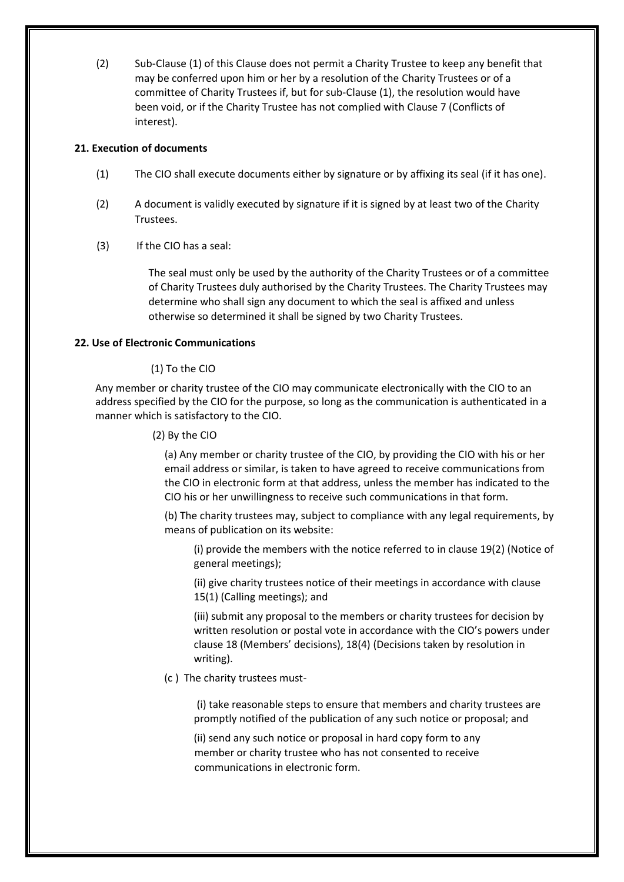(2) Sub-Clause (1) of this Clause does not permit a Charity Trustee to keep any benefit that may be conferred upon him or her by a resolution of the Charity Trustees or of a committee of Charity Trustees if, but for sub-Clause (1), the resolution would have been void, or if the Charity Trustee has not complied with Clause 7 (Conflicts of interest).

### 21. Execution of documents

(1) The CIO shall execute documents either by signature or by affixing its seal (if it has one).

(2) A document is validly executed by signature if it is signed by at least two of the Charity Trustees.

(3) If the CIO has a seal:

The seal must only be used by the authority of the Charity Trustees or of a committee of Charity Trustees duly authorised by the Charity Trustees. The Charity Trustees may determine who shall sign any document to which the seal is affixed and unless otherwise so determined it shall be signed by two Charity Trustees.

### 22. Use of Electronic Communications

(1) To the CIO

Any member or charity trustee of the CIO may communicate electronically with the CIO to an address specified by the CIO for the purpose, so long as the communication is authenticated in a manner which is satisfactory to the CIO.

(2) By the CIO

(a) Any member or charity trustee of the CIO, by providing the CIO with his or her email address or similar, is taken to have agreed to receive communications from the CIO in electronic form at that address, unless the member has indicated to the CIO his or her unwillingness to receive such communications in that form.

(b) The charity trustees may, subject to compliance with any legal requirements, by means of publication on its website:

(i) provide the members with the notice referred to in clause 19(2) (Notice of general meetings);

(ii) give charity trustees notice of their meetings in accordance with clause 15(1) (Calling meetings); and

(iii) submit any proposal to the members or charity trustees for decision by written resolution or postal vote in accordance with the CIO's powers under clause 18 (Members' decisions), 18(4) (Decisions taken by resolution in writing).

(c ) The charity trustees must-

(i) take reasonable steps to ensure that members and charity trustees are promptly notified of the publication of any such notice or proposal; and

(ii) send any such notice or proposal in hard copy form to any member or charity trustee who has not consented to receive communications in electronic form.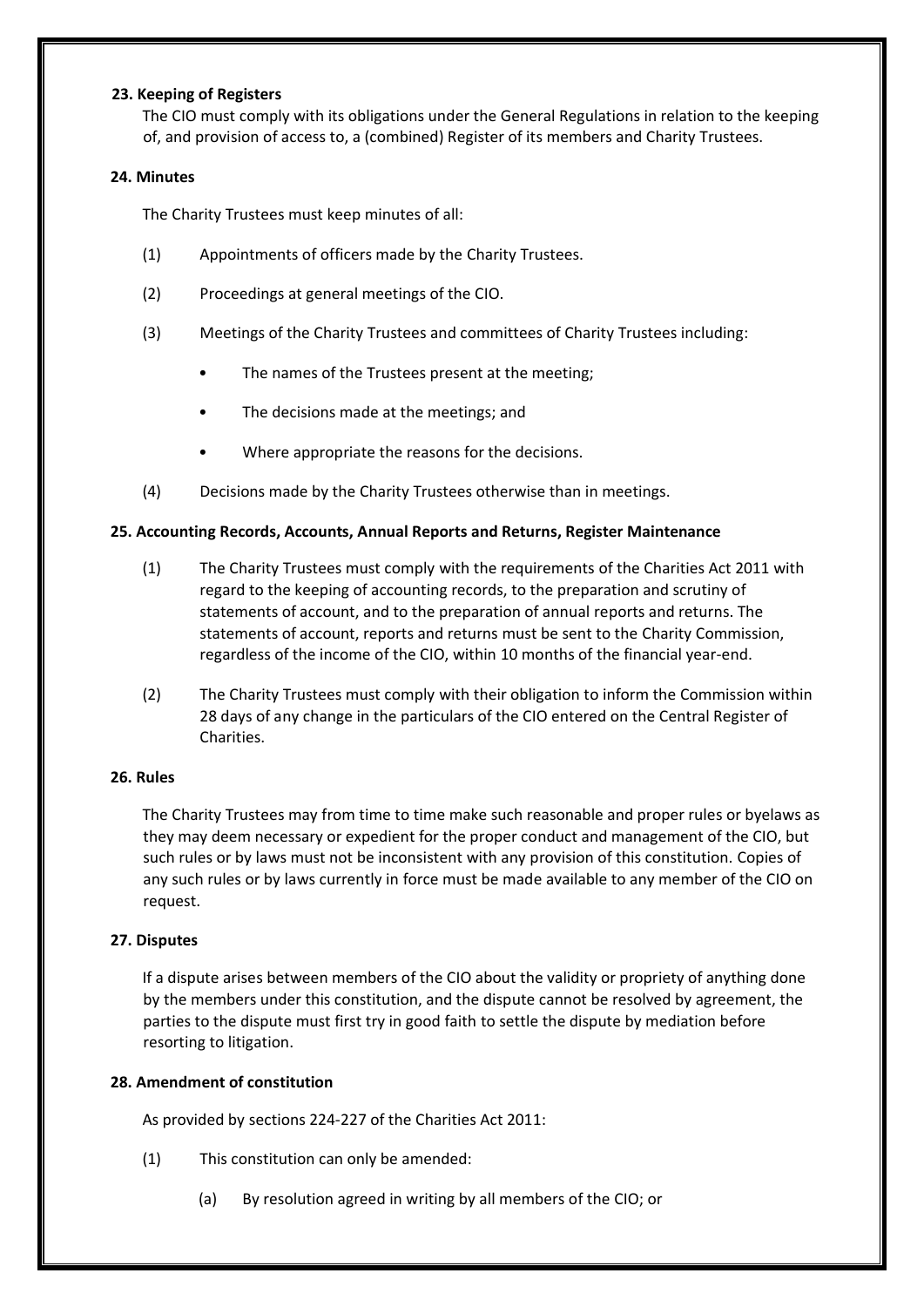**23. Keeping of Registers**

The CIO must comply with its obligations under the General Regulations in relation to the keeping of, and provision of access to, a (combined) Register of its members and Charity Trustees.

**24. Minutes**

The Charity Trustees must keep minutes of all:

(1) Appointments of officers made by the Charity Trustees.

(2) Proceedings at general meetings of the CIO.

(3) Meetings of the Charity Trustees and committees of Charity Trustees including:

- The names of the Trustees present at the meeting;
- The decisions made at the meetings; and
- Where appropriate the reasons for the decisions.

(4) Decisions made by the Charity Trustees otherwise than in meetings.

**25. Accounting Records, Accounts, Annual Reports and Returns, Register Maintenance**

(1) The Charity Trustees must comply with the requirements of the Charities Act 2011 with regard to the keeping of accounting records, to the preparation and scrutiny of statements of account, and to the preparation of annual reports and returns. The statements of account, reports and returns must be sent to the Charity Commission, regardless of the income of the CIO, within 10 months of the financial year-end.

(2) The Charity Trustees must comply with their obligation to inform the Commission within 28 days of any change in the particulars of the CIO entered on the Central Register of Charities.

**26. Rules**

The Charity Trustees may from time to time make such reasonable and proper rules or byelaws as they may deem necessary or expedient for the proper conduct and management of the CIO, but such rules or by laws must not be inconsistent with any provision of this constitution. Copies of any such rules or by laws currently in force must be made available to any member of the CIO on request.

**27. Disputes**

If a dispute arises between members of the CIO about the validity or propriety of anything done by the members under this constitution, and the dispute cannot be resolved by agreement, the parties to the dispute must first try in good faith to settle the dispute by mediation before resorting to litigation.

**28. Amendment of constitution**

As provided by sections 224-227 of the Charities Act 2011:

(1) This constitution can only be amended:

(a) By resolution agreed in writing by all members of the CIO; or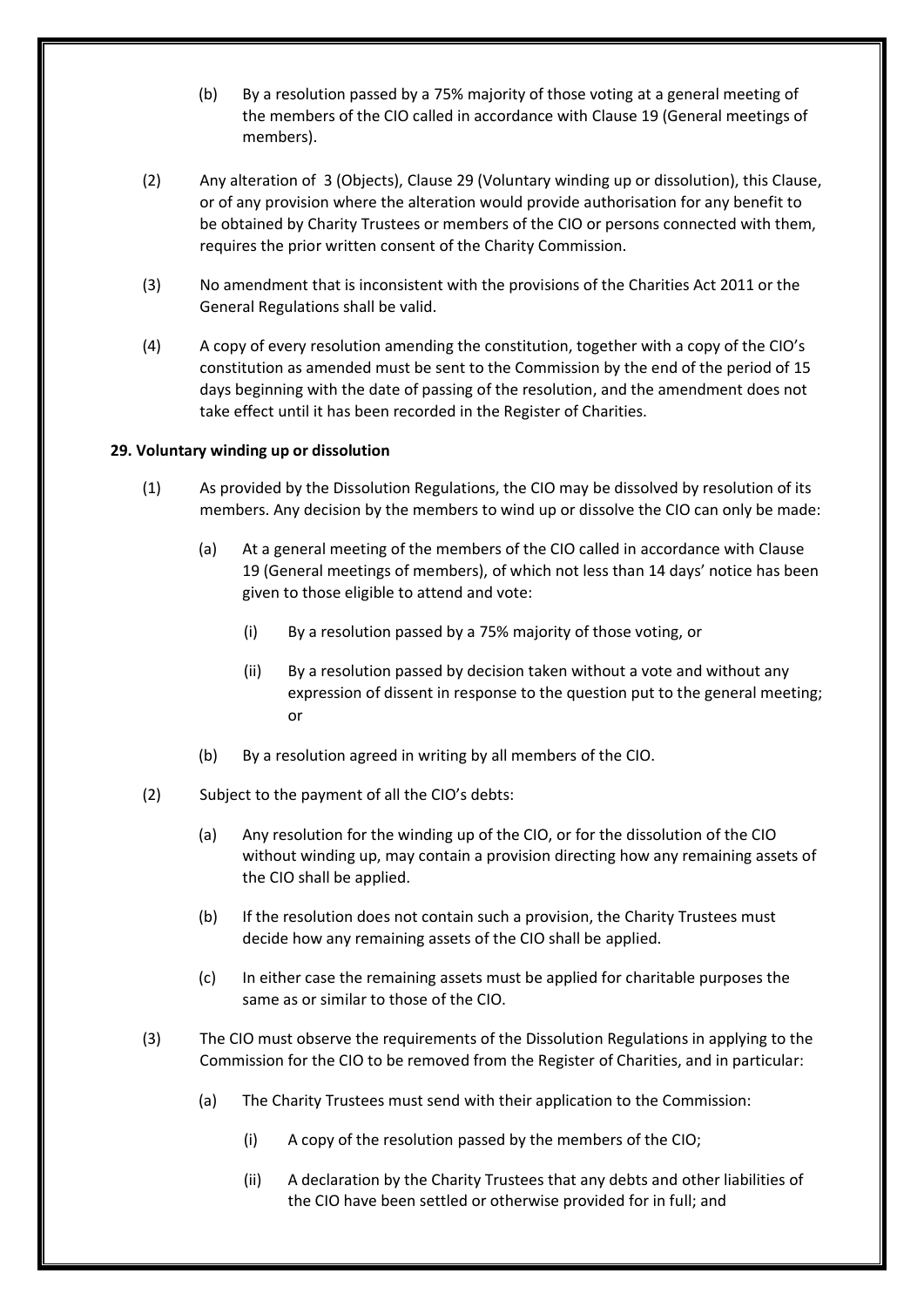(b) By a resolution passed by a 75% majority of those voting at a general meeting of the members of the CIO called in accordance with Clause 19 (General meetings of members).

(2) Any alteration of 3 (Objects), Clause 29 (Voluntary winding up or dissolution), this Clause, or of any provision where the alteration would provide authorisation for any benefit to be obtained by Charity Trustees or members of the CIO or persons connected with them, requires the prior written consent of the Charity Commission.

(3) No amendment that is inconsistent with the provisions of the Charities Act 2011 or the General Regulations shall be valid.

(4) A copy of every resolution amending the constitution, together with a copy of the CIO's constitution as amended must be sent to the Commission by the end of the period of 15 days beginning with the date of passing of the resolution, and the amendment does not take effect until it has been recorded in the Register of Charities.

**29. Voluntary winding up or dissolution**

(1) As provided by the Dissolution Regulations, the CIO may be dissolved by resolution of its members. Any decision by the members to wind up or dissolve the CIO can only be made:

  (a) At a general meeting of the members of the CIO called in accordance with Clause 19 (General meetings of members), of which not less than 14 days' notice has been given to those eligible to attend and vote:

    (i) By a resolution passed by a 75% majority of those voting, or

    (ii) By a resolution passed by decision taken without a vote and without any expression of dissent in response to the question put to the general meeting; or

  (b) By a resolution agreed in writing by all members of the CIO.

(2) Subject to the payment of all the CIO's debts:

  (a) Any resolution for the winding up of the CIO, or for the dissolution of the CIO without winding up, may contain a provision directing how any remaining assets of the CIO shall be applied.

  (b) If the resolution does not contain such a provision, the Charity Trustees must decide how any remaining assets of the CIO shall be applied.

  (c) In either case the remaining assets must be applied for charitable purposes the same as or similar to those of the CIO.

(3) The CIO must observe the requirements of the Dissolution Regulations in applying to the Commission for the CIO to be removed from the Register of Charities, and in particular:

  (a) The Charity Trustees must send with their application to the Commission:

    (i) A copy of the resolution passed by the members of the CIO;

    (ii) A declaration by the Charity Trustees that any debts and other liabilities of the CIO have been settled or otherwise provided for in full; and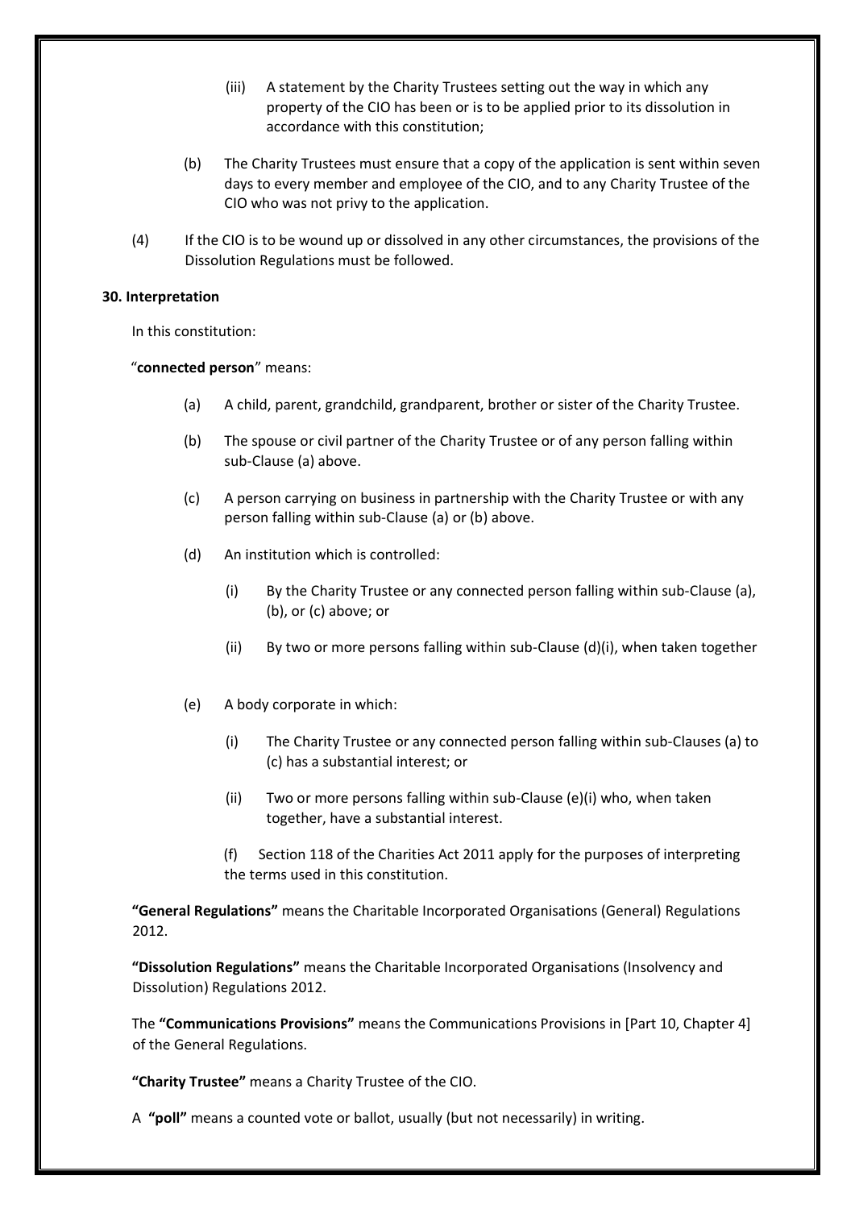(iii) A statement by the Charity Trustees setting out the way in which any property of the CIO has been or is to be applied prior to its dissolution in accordance with this constitution;

(b) The Charity Trustees must ensure that a copy of the application is sent within seven days to every member and employee of the CIO, and to any Charity Trustee of the CIO who was not privy to the application.

(4) If the CIO is to be wound up or dissolved in any other circumstances, the provisions of the Dissolution Regulations must be followed.

**30. Interpretation**

In this constitution:

"**connected person**" means:

(a) A child, parent, grandchild, grandparent, brother or sister of the Charity Trustee.

(b) The spouse or civil partner of the Charity Trustee or of any person falling within sub-Clause (a) above.

(c) A person carrying on business in partnership with the Charity Trustee or with any person falling within sub-Clause (a) or (b) above.

(d) An institution which is controlled:

(i) By the Charity Trustee or any connected person falling within sub-Clause (a), (b), or (c) above; or

(ii) By two or more persons falling within sub-Clause (d)(i), when taken together

(e) A body corporate in which:

(i) The Charity Trustee or any connected person falling within sub-Clauses (a) to (c) has a substantial interest; or

(ii) Two or more persons falling within sub-Clause (e)(i) who, when taken together, have a substantial interest.

(f) Section 118 of the Charities Act 2011 apply for the purposes of interpreting the terms used in this constitution.

**"General Regulations"** means the Charitable Incorporated Organisations (General) Regulations 2012.

**"Dissolution Regulations"** means the Charitable Incorporated Organisations (Insolvency and Dissolution) Regulations 2012.

The **"Communications Provisions"** means the Communications Provisions in [Part 10, Chapter 4] of the General Regulations.

**"Charity Trustee"** means a Charity Trustee of the CIO.

A **"poll"** means a counted vote or ballot, usually (but not necessarily) in writing.